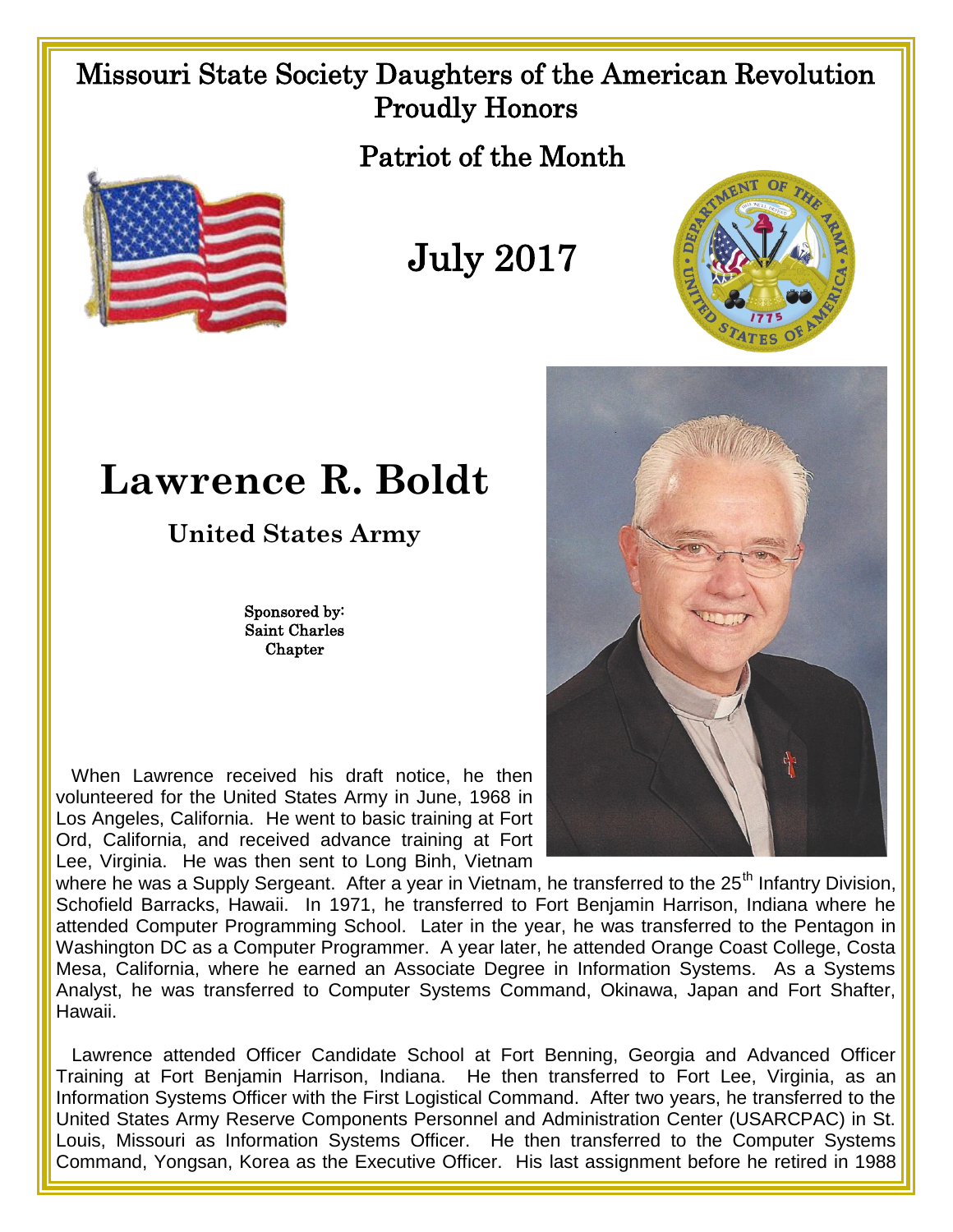# Missouri State Society Daughters of the American Revolution Proudly Honors

## Patriot of the Month

## July 2017

# Lawrence R. Boldt

### United States Army

Sponsored by:
Saint Charles
Chapter

When Lawrence received his draft notice, he then volunteered for the United States Army in June, 1968 in Los Angeles, California. He went to basic training at Fort Ord, California, and received advance training at Fort Lee, Virginia. He was then sent to Long Binh, Vietnam where he was a Supply Sergeant. After a year in Vietnam, he transferred to the 25th Infantry Division, Schofield Barracks, Hawaii. In 1971, he transferred to Fort Benjamin Harrison, Indiana where he attended Computer Programming School. Later in the year, he was transferred to the Pentagon in Washington DC as a Computer Programmer. A year later, he attended Orange Coast College, Costa Mesa, California, where he earned an Associate Degree in Information Systems. As a Systems Analyst, he was transferred to Computer Systems Command, Okinawa, Japan and Fort Shafter, Hawaii.

Lawrence attended Officer Candidate School at Fort Benning, Georgia and Advanced Officer Training at Fort Benjamin Harrison, Indiana. He then transferred to Fort Lee, Virginia, as an Information Systems Officer with the First Logistical Command. After two years, he transferred to the United States Army Reserve Components Personnel and Administration Center (USARCPAC) in St. Louis, Missouri as Information Systems Officer. He then transferred to the Computer Systems Command, Yongsan, Korea as the Executive Officer. His last assignment before he retired in 1988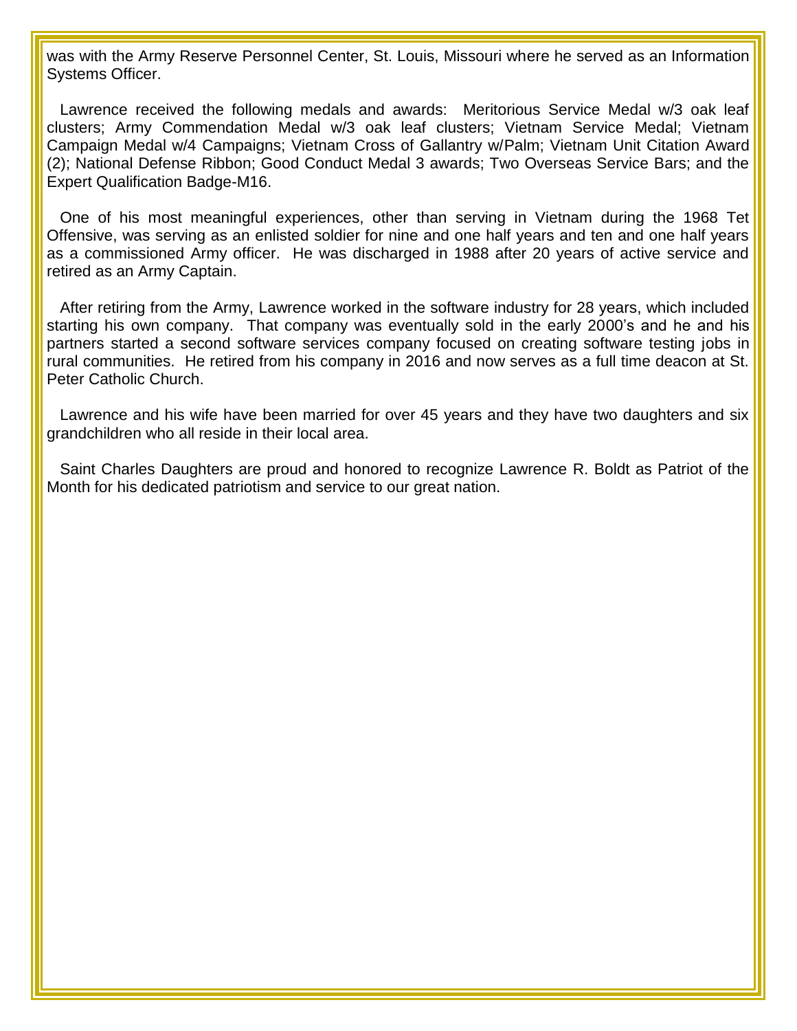was with the Army Reserve Personnel Center, St. Louis, Missouri where he served as an Information Systems Officer.

Lawrence received the following medals and awards: Meritorious Service Medal w/3 oak leaf clusters; Army Commendation Medal w/3 oak leaf clusters; Vietnam Service Medal; Vietnam Campaign Medal w/4 Campaigns; Vietnam Cross of Gallantry w/Palm; Vietnam Unit Citation Award (2); National Defense Ribbon; Good Conduct Medal 3 awards; Two Overseas Service Bars; and the Expert Qualification Badge-M16.

One of his most meaningful experiences, other than serving in Vietnam during the 1968 Tet Offensive, was serving as an enlisted soldier for nine and one half years and ten and one half years as a commissioned Army officer. He was discharged in 1988 after 20 years of active service and retired as an Army Captain.

After retiring from the Army, Lawrence worked in the software industry for 28 years, which included starting his own company. That company was eventually sold in the early 2000's and he and his partners started a second software services company focused on creating software testing jobs in rural communities. He retired from his company in 2016 and now serves as a full time deacon at St. Peter Catholic Church.

Lawrence and his wife have been married for over 45 years and they have two daughters and six grandchildren who all reside in their local area.

Saint Charles Daughters are proud and honored to recognize Lawrence R. Boldt as Patriot of the Month for his dedicated patriotism and service to our great nation.